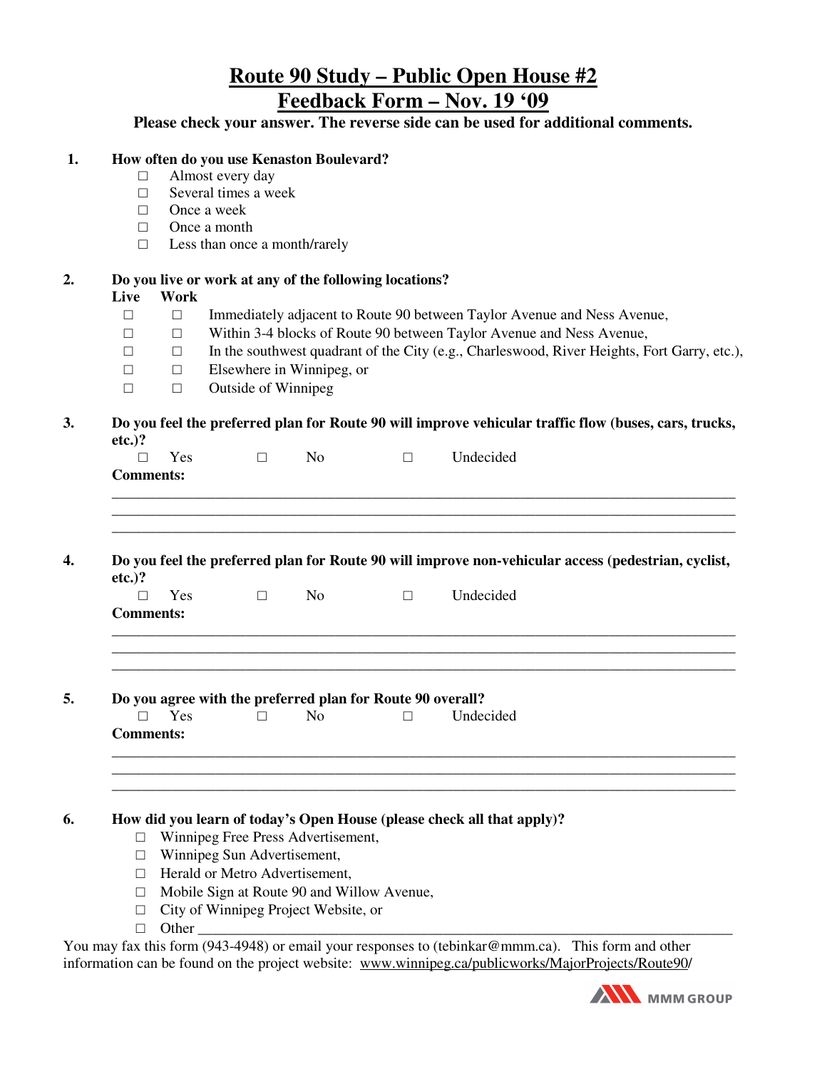# Route 90 Study – Public Open House #2
# Feedback Form – Nov. 19 '09

**Please check your answer. The reverse side can be used for additional comments.**

**1. How often do you use Kenaston Boulevard?**

- ☐ Almost every day
- ☐ Several times a week
- ☐ Once a week
- ☐ Once a month
- ☐ Less than once a month/rarely

**2. Do you live or work at any of the following locations?**

| Live | Work | |
|---|---|---|
| ☐ | ☐ | Immediately adjacent to Route 90 between Taylor Avenue and Ness Avenue, |
| ☐ | ☐ | Within 3-4 blocks of Route 90 between Taylor Avenue and Ness Avenue, |
| ☐ | ☐ | In the southwest quadrant of the City (e.g., Charleswood, River Heights, Fort Garry, etc.), |
| ☐ | ☐ | Elsewhere in Winnipeg, or |
| ☐ | ☐ | Outside of Winnipeg |

**3. Do you feel the preferred plan for Route 90 will improve vehicular traffic flow (buses, cars, trucks, etc.)?**

☐ Yes ☐ No ☐ Undecided

**Comments:**

______________________________________________________________________________

______________________________________________________________________________

______________________________________________________________________________

**4. Do you feel the preferred plan for Route 90 will improve non-vehicular access (pedestrian, cyclist, etc.)?**

☐ Yes ☐ No ☐ Undecided

**Comments:**

______________________________________________________________________________

______________________________________________________________________________

______________________________________________________________________________

**5. Do you agree with the preferred plan for Route 90 overall?**

☐ Yes ☐ No ☐ Undecided

**Comments:**

______________________________________________________________________________

______________________________________________________________________________

______________________________________________________________________________

**6. How did you learn of today's Open House (please check all that apply)?**

- ☐ Winnipeg Free Press Advertisement,
- ☐ Winnipeg Sun Advertisement,
- ☐ Herald or Metro Advertisement,
- ☐ Mobile Sign at Route 90 and Willow Avenue,
- ☐ City of Winnipeg Project Website, or
- ☐ Other ______________________________________________________________

You may fax this form (943-4948) or email your responses to (tebinkar@mmm.ca). This form and other information can be found on the project website: www.winnipeg.ca/publicworks/MajorProjects/Route90/

MMM GROUP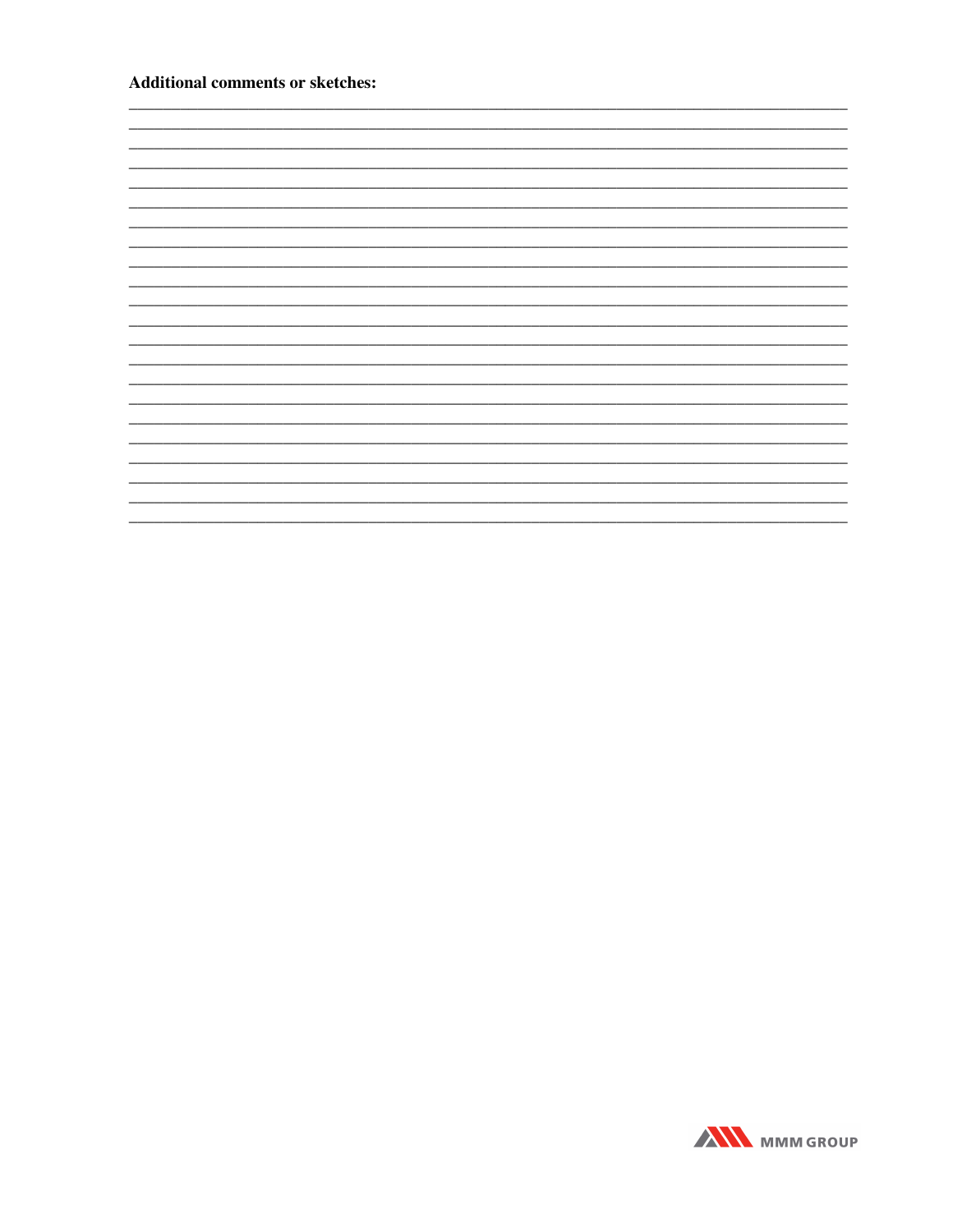**Additional comments or sketches:**

______________________________________________________________________________
______________________________________________________________________________
______________________________________________________________________________
______________________________________________________________________________
______________________________________________________________________________
______________________________________________________________________________
______________________________________________________________________________
______________________________________________________________________________
______________________________________________________________________________
______________________________________________________________________________
______________________________________________________________________________
______________________________________________________________________________
______________________________________________________________________________
______________________________________________________________________________
______________________________________________________________________________
______________________________________________________________________________
______________________________________________________________________________
______________________________________________________________________________
______________________________________________________________________________
______________________________________________________________________________
______________________________________________________________________________
______________________________________________________________________________

MMM GROUP